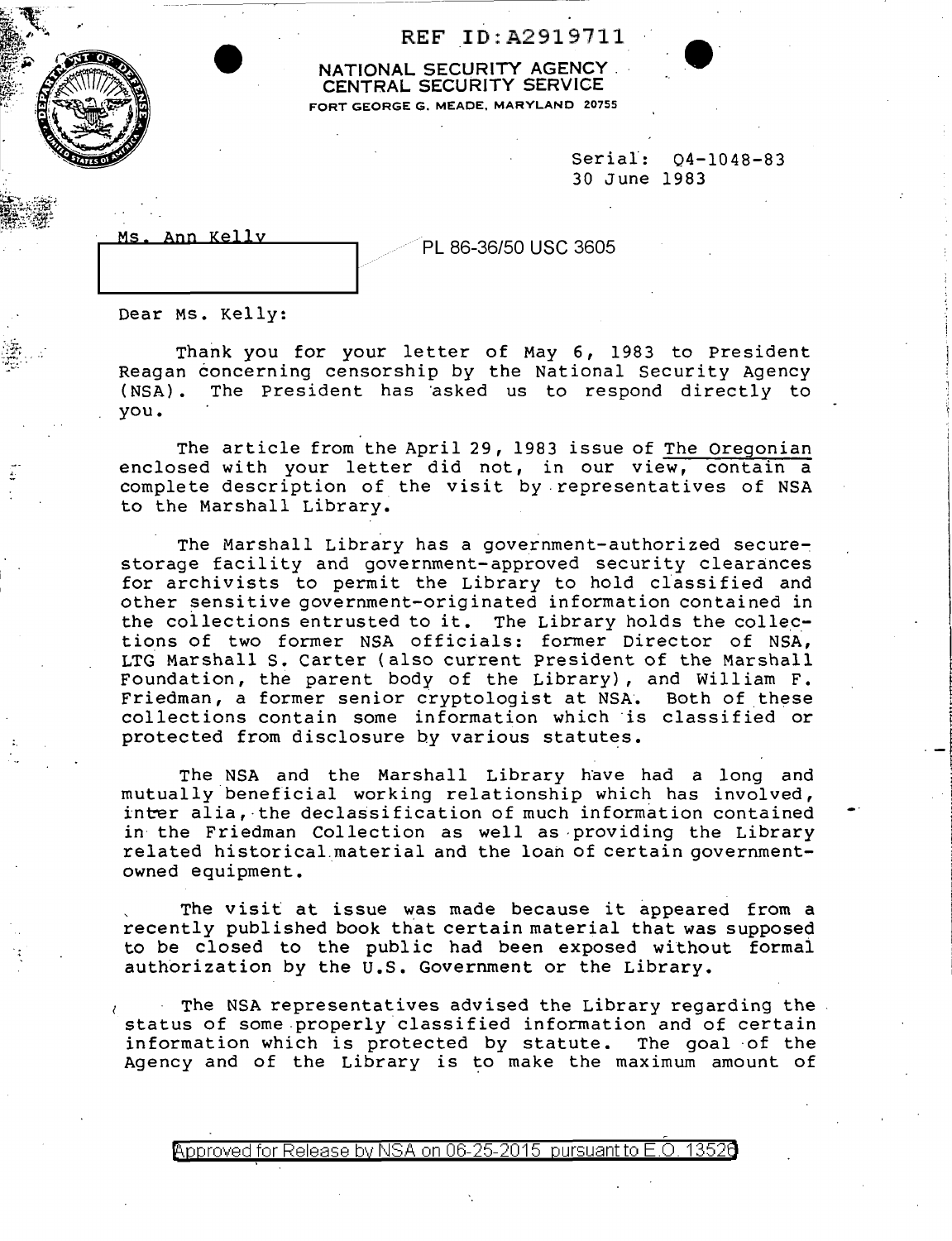REF ID:A2919711

NATIONAL SECURITY AGENCY
CENTRAL SECURITY SERVICE
FORT GEORGE G. MEADE, MARYLAND 20755

Serial: Q4-1048-83
30 June 1983

Ms. Ann Kelly

PL 86-36/50 USC 3605

Dear Ms. Kelly:

Thank you for your letter of May 6, 1983 to President Reagan concerning censorship by the National Security Agency (NSA). The President has asked us to respond directly to you.

The article from the April 29, 1983 issue of The Oregonian enclosed with your letter did not, in our view, contain a complete description of the visit by representatives of NSA to the Marshall Library.

The Marshall Library has a government-authorized secure-storage facility and government-approved security clearances for archivists to permit the Library to hold classified and other sensitive government-originated information contained in the collections entrusted to it. The Library holds the collections of two former NSA officials: former Director of NSA, LTG Marshall S. Carter (also current President of the Marshall Foundation, the parent body of the Library), and William F. Friedman, a former senior cryptologist at NSA. Both of these collections contain some information which is classified or protected from disclosure by various statutes.

The NSA and the Marshall Library have had a long and mutually beneficial working relationship which has involved, inter alia, the declassification of much information contained in the Friedman Collection as well as providing the Library related historical material and the loan of certain government-owned equipment.

The visit at issue was made because it appeared from a recently published book that certain material that was supposed to be closed to the public had been exposed without formal authorization by the U.S. Government or the Library.

The NSA representatives advised the Library regarding the status of some properly classified information and of certain information which is protected by statute. The goal of the Agency and of the Library is to make the maximum amount of

Approved for Release by NSA on 06-25-2015 pursuant to E.O. 13526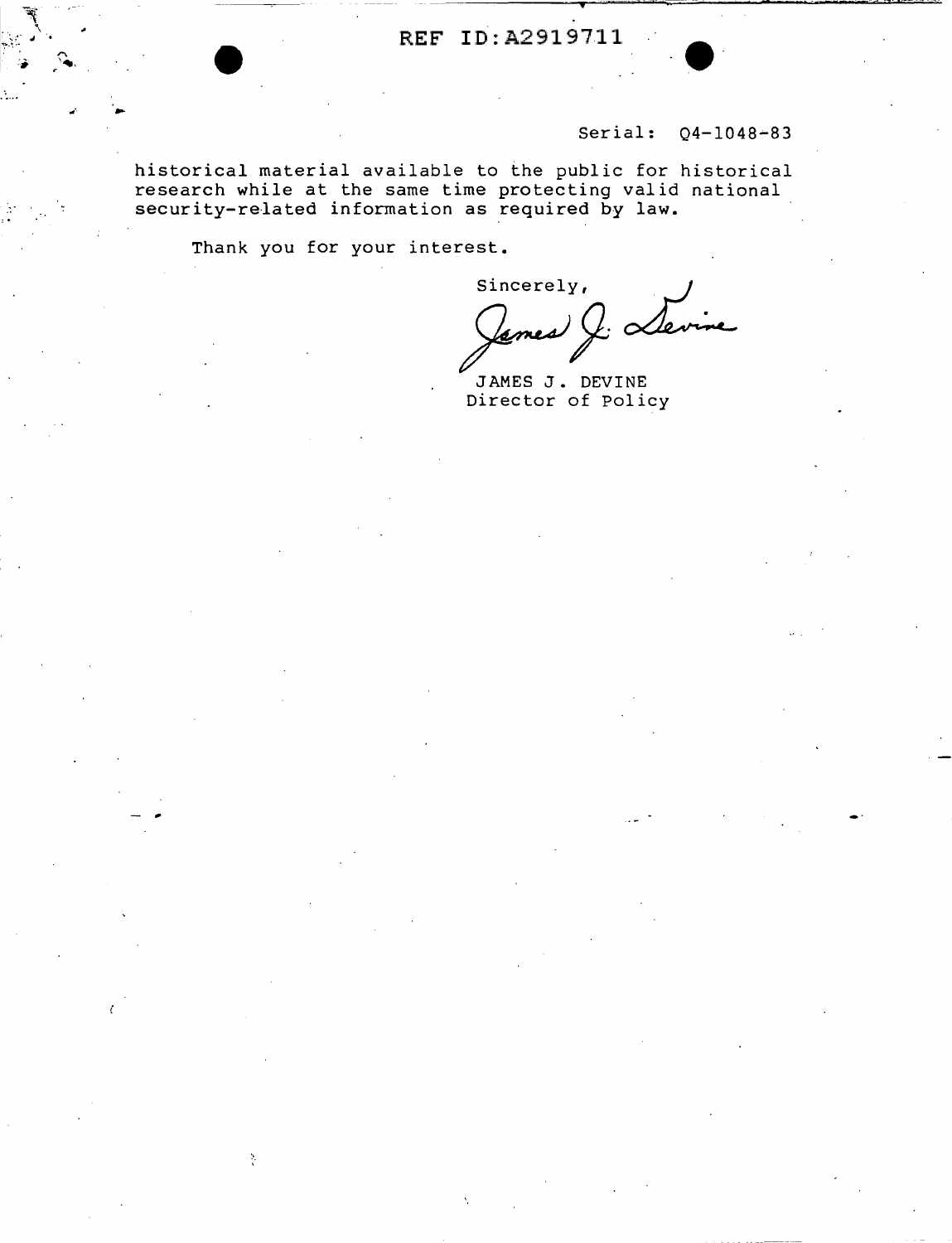REF ID:A2919711

Serial: Q4-1048-83

historical material available to the public for historical research while at the same time protecting valid national security-related information as required by law.

Thank you for your interest.

Sincerely,

JAMES J. DEVINE
Director of Policy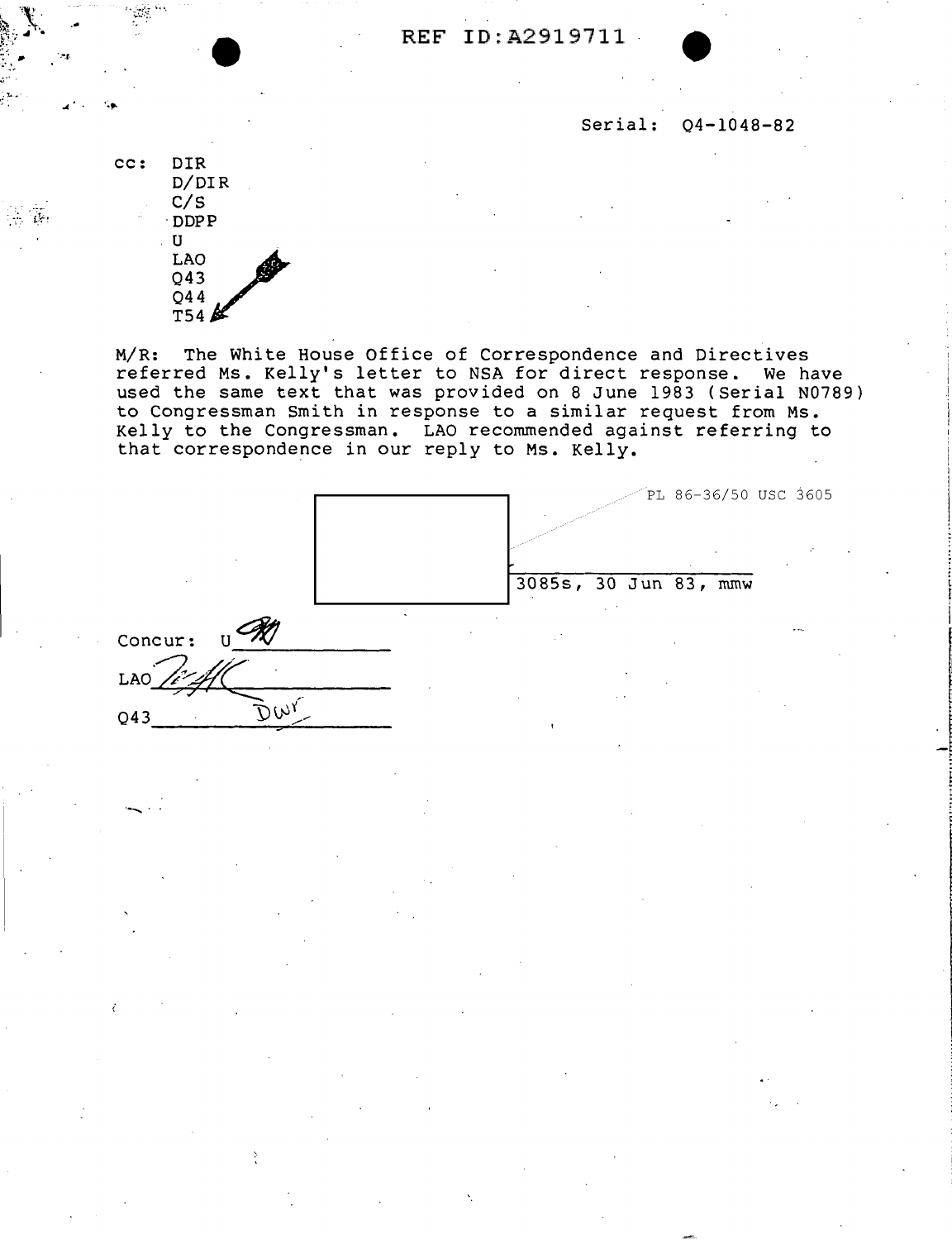REF ID:A2919711

Serial: Q4-1048-82

cc: DIR
D/DIR
C/S
DDPP
U
LAO
Q43
Q44
T54

M/R: The White House Office of Correspondence and Directives referred Ms. Kelly's letter to NSA for direct response. We have used the same text that was provided on 8 June 1983 (Serial N0789) to Congressman Smith in response to a similar request from Ms. Kelly to the Congressman. LAO recommended against referring to that correspondence in our reply to Ms. Kelly.

PL 86-36/50 USC 3605

3085s, 30 Jun 83, mmw

Concur: U ________

LAO ________

Q43 ____Dwr____